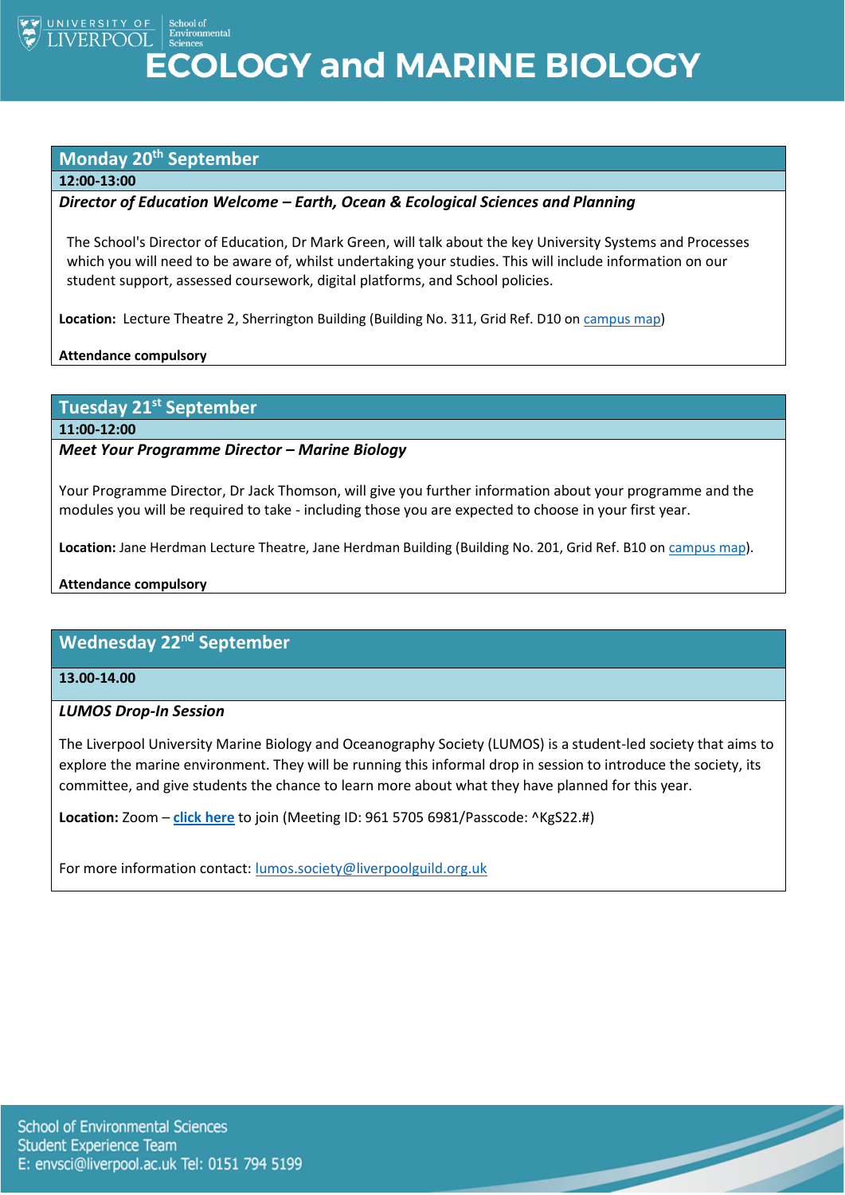UNIVERSITY OF LIVERPOOL | School of Environmental Sciences

# ECOLOGY and MARINE BIOLOGY

## Monday 20th September

**12:00-13:00**

***Director of Education Welcome – Earth, Ocean & Ecological Sciences and Planning***

The School's Director of Education, Dr Mark Green, will talk about the key University Systems and Processes which you will need to be aware of, whilst undertaking your studies. This will include information on our student support, assessed coursework, digital platforms, and School policies.

**Location:** Lecture Theatre 2, Sherrington Building (Building No. 311, Grid Ref. D10 on campus map)

**Attendance compulsory**

## Tuesday 21st September

**11:00-12:00**

***Meet Your Programme Director – Marine Biology***

Your Programme Director, Dr Jack Thomson, will give you further information about your programme and the modules you will be required to take - including those you are expected to choose in your first year.

**Location:** Jane Herdman Lecture Theatre, Jane Herdman Building (Building No. 201, Grid Ref. B10 on campus map).

**Attendance compulsory**

## Wednesday 22nd September

**13.00-14.00**

***LUMOS Drop-In Session***

The Liverpool University Marine Biology and Oceanography Society (LUMOS) is a student-led society that aims to explore the marine environment. They will be running this informal drop in session to introduce the society, its committee, and give students the chance to learn more about what they have planned for this year.

**Location:** Zoom – **click here** to join (Meeting ID: 961 5705 6981/Passcode: ^KgS22.#)

For more information contact: lumos.society@liverpoolguild.org.uk

School of Environmental Sciences
Student Experience Team
E: envsci@liverpool.ac.uk Tel: 0151 794 5199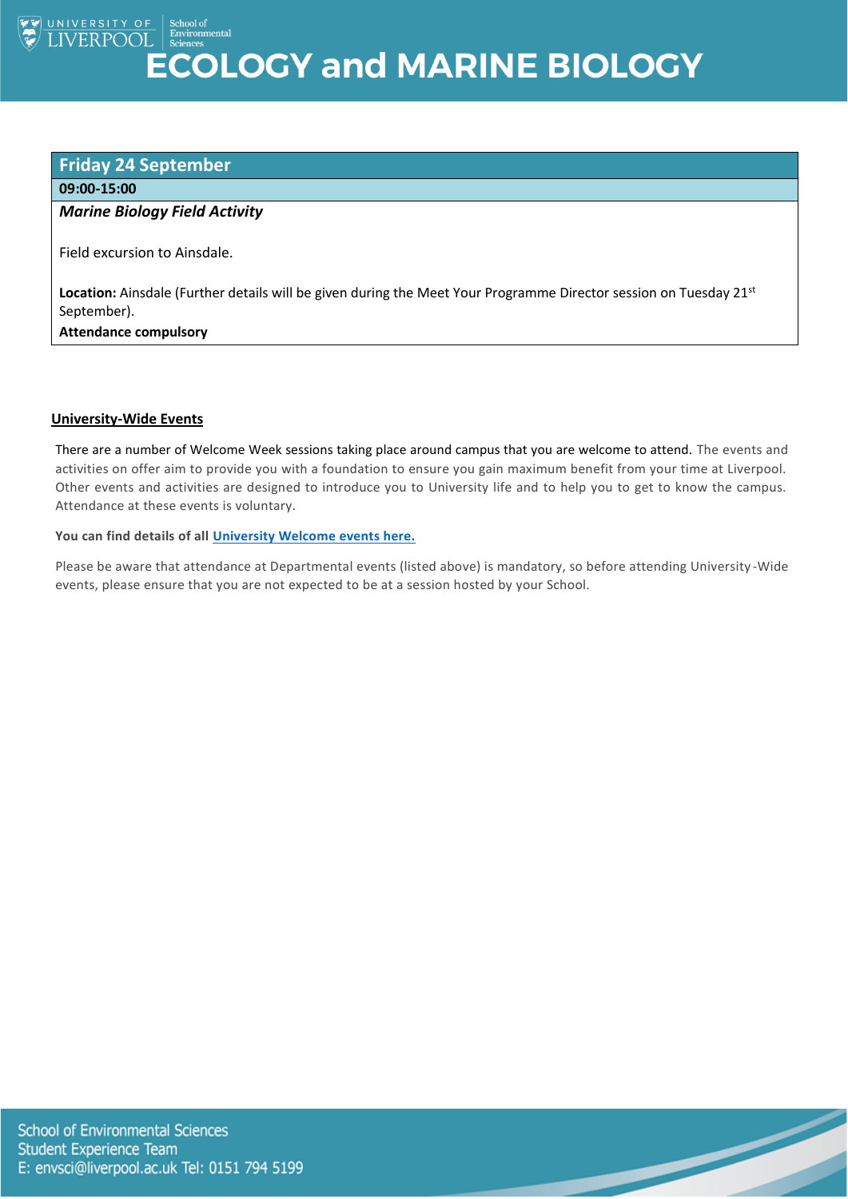| Friday 24 September |
| --- |
| **09:00-15:00** |
| ***Marine Biology Field Activity***<br><br>Field excursion to Ainsdale.<br><br>**Location:** Ainsdale (Further details will be given during the Meet Your Programme Director session on Tuesday 21st September).<br>**Attendance compulsory** |

**University-Wide Events**

There are a number of Welcome Week sessions taking place around campus that you are welcome to attend. The events and activities on offer aim to provide you with a foundation to ensure you gain maximum benefit from your time at Liverpool. Other events and activities are designed to introduce you to University life and to help you to get to know the campus. Attendance at these events is voluntary.

**You can find details of all University Welcome events here.**

Please be aware that attendance at Departmental events (listed above) is mandatory, so before attending University-Wide events, please ensure that you are not expected to be at a session hosted by your School.

School of Environmental Sciences
Student Experience Team
E: envsci@liverpool.ac.uk Tel: 0151 794 5199